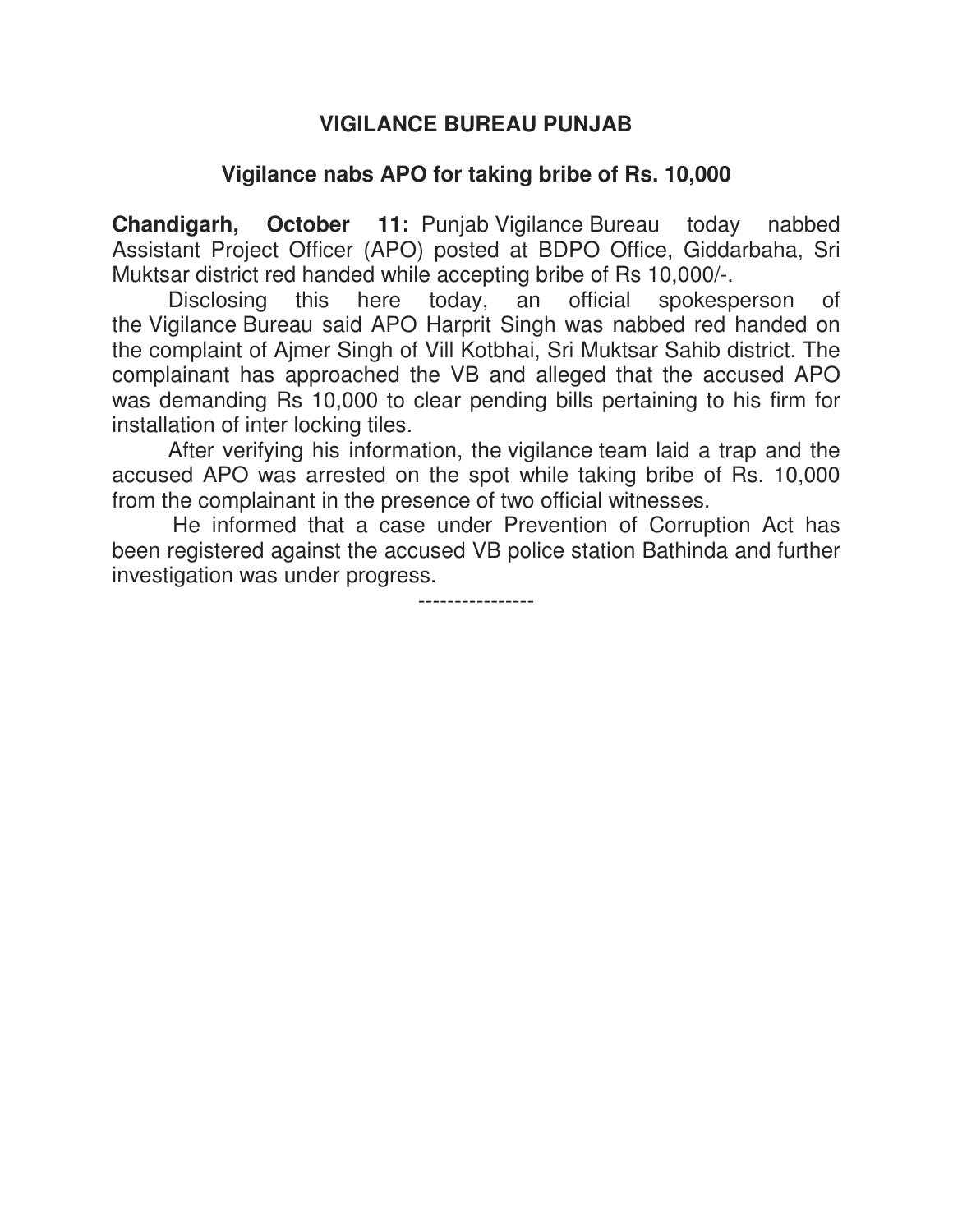# VIGILANCE BUREAU PUNJAB

## Vigilance nabs APO for taking bribe of Rs. 10,000

**Chandigarh, October 11:** Punjab Vigilance Bureau today nabbed Assistant Project Officer (APO) posted at BDPO Office, Giddarbaha, Sri Muktsar district red handed while accepting bribe of Rs 10,000/-.

Disclosing this here today, an official spokesperson of the Vigilance Bureau said APO Harprit Singh was nabbed red handed on the complaint of Ajmer Singh of Vill Kotbhai, Sri Muktsar Sahib district. The complainant has approached the VB and alleged that the accused APO was demanding Rs 10,000 to clear pending bills pertaining to his firm for installation of inter locking tiles.

After verifying his information, the vigilance team laid a trap and the accused APO was arrested on the spot while taking bribe of Rs. 10,000 from the complainant in the presence of two official witnesses.

He informed that a case under Prevention of Corruption Act has been registered against the accused VB police station Bathinda and further investigation was under progress.

----------------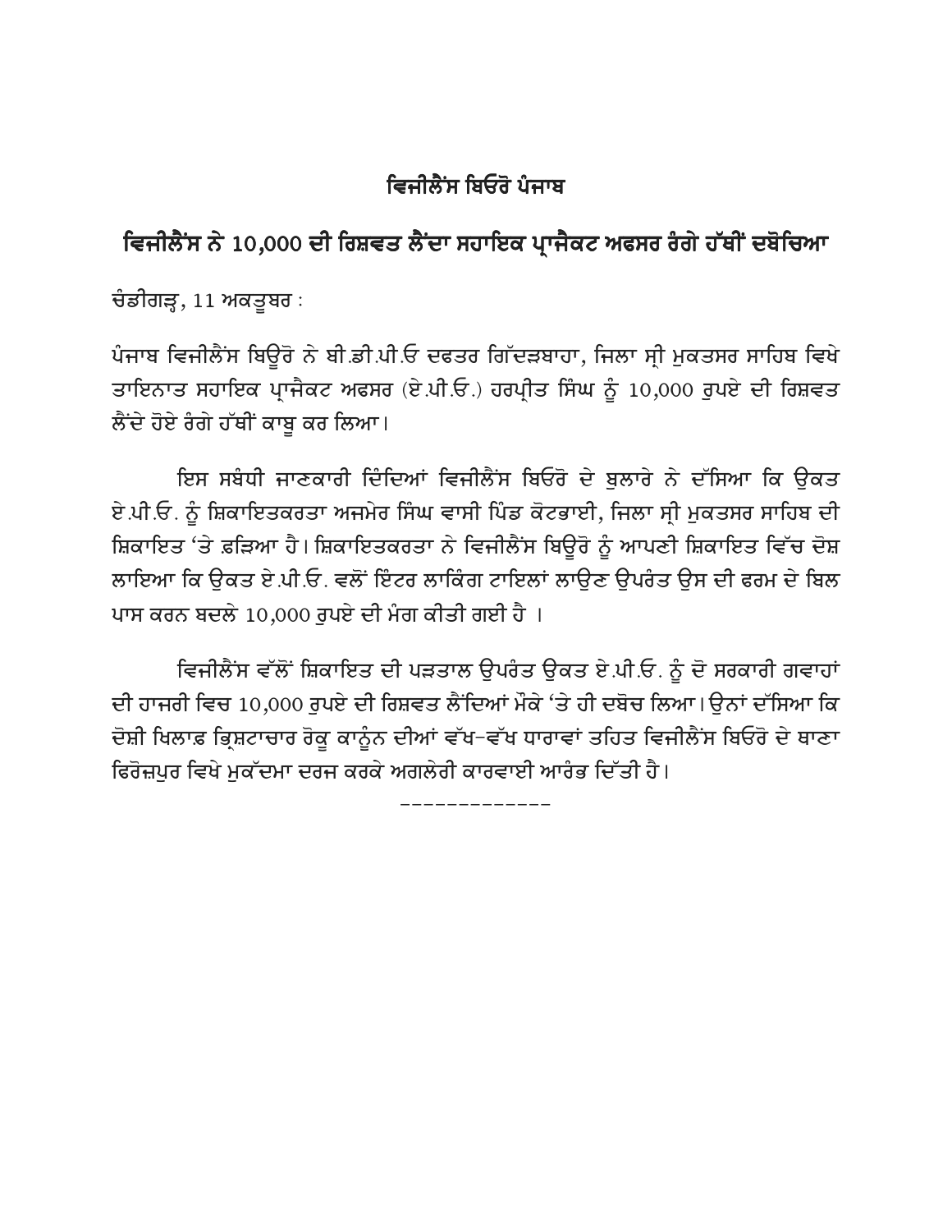## ਵਿਜੀਲੈਂਸ ਬਿਓਰੋ ਪੰਜਾਬ

## ਵਿਜੀਲੈਂਸ ਨੇ 10,000 ਦੀ ਰਿਸ਼ਵਤ ਲੈਂਦਾ ਸਹਾਇਕ ਪ੍ਰਾਜੈਕਟ ਅਫਸਰ ਰੰਗੇ ਹੱਥੀਂ ਦਬੋਚਿਆ

ਚੰਡੀਗੜ੍ਹ, 11 ਅਕਤੂਬਰ :

ਪੰਜਾਬ ਵਿਜੀਲੈਂਸ ਬਿਊਰੋ ਨੇ ਬੀ.ਡੀ.ਪੀ.ਓ ਦਫਤਰ ਗਿੱਦੜਬਾਹਾ, ਜਿਲਾ ਸ੍ਰੀ ਮੁਕਤਸਰ ਸਾਹਿਬ ਵਿਖੇ ਤਾਇਨਾਤ ਸਹਾਇਕ ਪ੍ਰਾਜੈਕਟ ਅਫਸਰ (ਏ.ਪੀ.ਓ.) ਹਰਪ੍ਰੀਤ ਸਿੰਘ ਨੂੰ 10,000 ਰੁਪਏ ਦੀ ਰਿਸ਼ਵਤ ਲੈਂਦੇ ਹੋਏ ਰੰਗੇ ਹੱਥੀਂ ਕਾਬੂ ਕਰ ਲਿਆ।

ਇਸ ਸਬੰਧੀ ਜਾਣਕਾਰੀ ਦਿੰਦਿਆਂ ਵਿਜੀਲੈਂਸ ਬਿਓਰੋ ਦੇ ਬੁਲਾਰੇ ਨੇ ਦੱਸਿਆ ਕਿ ਉਕਤ ਏ.ਪੀ.ਓ. ਨੂੰ ਸ਼ਿਕਾਇਤਕਰਤਾ ਅਜਮੇਰ ਸਿੰਘ ਵਾਸੀ ਪਿੰਡ ਕੋਟਭਾਈ, ਜਿਲਾ ਸ੍ਰੀ ਮੁਕਤਸਰ ਸਾਹਿਬ ਦੀ ਸ਼ਿਕਾਇਤ 'ਤੇ ਫ਼ੜਿਆ ਹੈ। ਸ਼ਿਕਾਇਤਕਰਤਾ ਨੇ ਵਿਜੀਲੈਂਸ ਬਿਊਰੋ ਨੂੰ ਆਪਣੀ ਸ਼ਿਕਾਇਤ ਵਿੱਚ ਦੋਸ਼ ਲਾਇਆ ਕਿ ਉਕਤ ਏ.ਪੀ.ਓ. ਵਲੋਂ ਇੰਟਰ ਲਾਕਿੰਗ ਟਾਇਲਾਂ ਲਾਉਣ ਉਪਰੰਤ ਉਸ ਦੀ ਫਰਮ ਦੇ ਬਿਲ ਪਾਸ ਕਰਨ ਬਦਲੇ 10,000 ਰੁਪਏ ਦੀ ਮੰਗ ਕੀਤੀ ਗਈ ਹੈ ।

ਵਿਜੀਲੈਂਸ ਵੱਲੋਂ ਸ਼ਿਕਾਇਤ ਦੀ ਪੜਤਾਲ ਉਪਰੰਤ ਉਕਤ ਏ.ਪੀ.ਓ. ਨੂੰ ਦੋ ਸਰਕਾਰੀ ਗਵਾਹਾਂ ਦੀ ਹਾਜਰੀ ਵਿਚ 10,000 ਰੁਪਏ ਦੀ ਰਿਸ਼ਵਤ ਲੈਂਦਿਆਂ ਮੌਕੇ 'ਤੇ ਹੀ ਦਬੋਚ ਲਿਆ। ਉਨਾਂ ਦੱਸਿਆ ਕਿ ਦੋਸ਼ੀ ਖਿਲਾਫ਼ ਭ੍ਰਿਸ਼ਟਾਚਾਰ ਰੋਕੂ ਕਾਨੂੰਨ ਦੀਆਂ ਵੱਖ-ਵੱਖ ਧਾਰਾਵਾਂ ਤਹਿਤ ਵਿਜੀਲੈਂਸ ਬਿਓਰੋ ਦੇ ਥਾਣਾ ਫਿਰੋਜ਼ਪੁਰ ਵਿਖੇ ਮੁਕੱਦਮਾ ਦਰਜ ਕਰਕੇ ਅਗਲੇਰੀ ਕਾਰਵਾਈ ਆਰੰਭ ਦਿੱਤੀ ਹੈ।

-------------